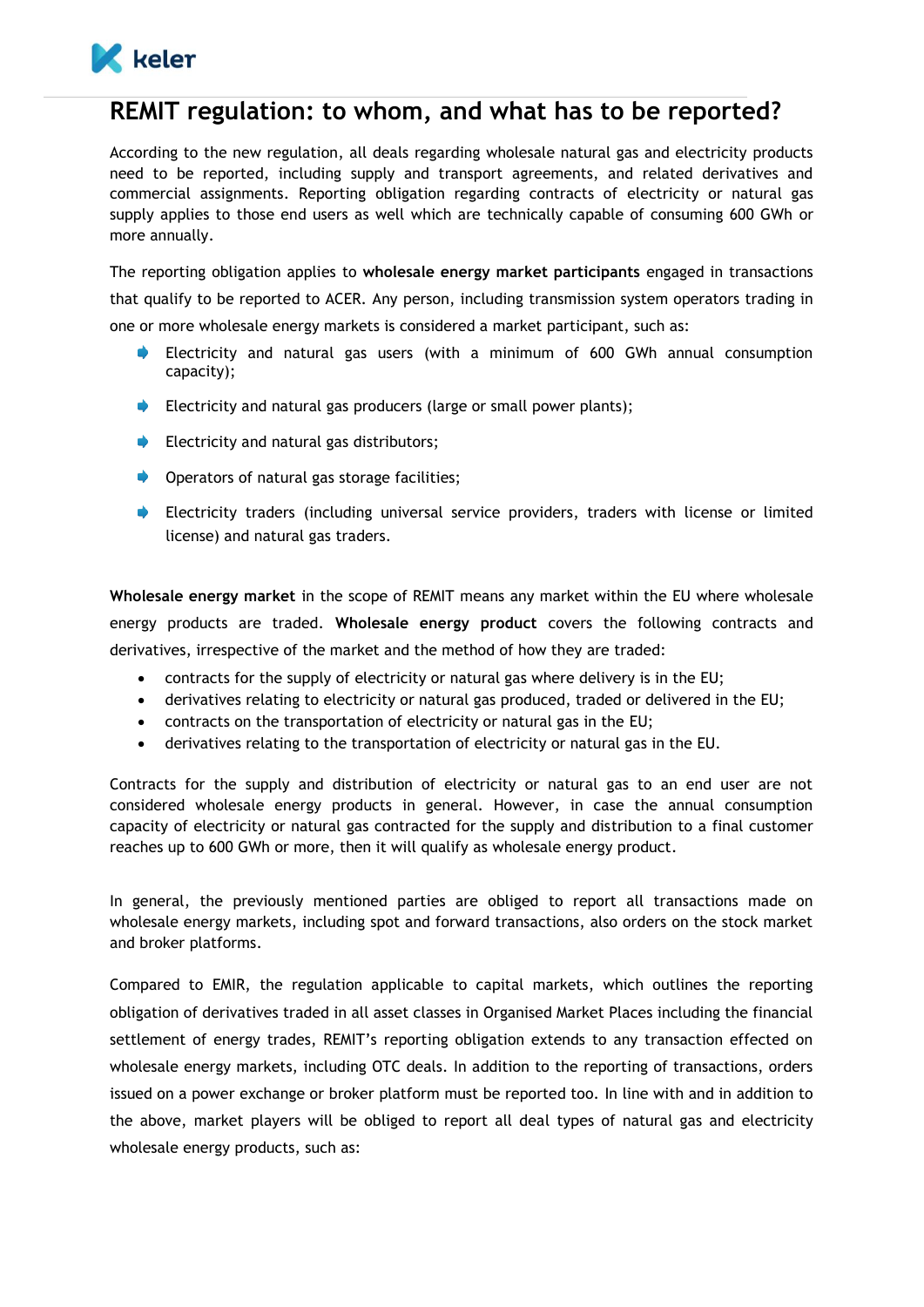# REMIT regulation: to whom, and what has to be reported?

According to the new regulation, all deals regarding wholesale natural gas and electricity products need to be reported, including supply and transport agreements, and related derivatives and commercial assignments. Reporting obligation regarding contracts of electricity or natural gas supply applies to those end users as well which are technically capable of consuming 600 GWh or more annually.

The reporting obligation applies to **wholesale energy market participants** engaged in transactions that qualify to be reported to ACER. Any person, including transmission system operators trading in one or more wholesale energy markets is considered a market participant, such as:

- Electricity and natural gas users (with a minimum of 600 GWh annual consumption capacity);
- Electricity and natural gas producers (large or small power plants);
- Electricity and natural gas distributors;
- Operators of natural gas storage facilities;
- Electricity traders (including universal service providers, traders with license or limited license) and natural gas traders.

**Wholesale energy market** in the scope of REMIT means any market within the EU where wholesale energy products are traded. **Wholesale energy product** covers the following contracts and derivatives, irrespective of the market and the method of how they are traded:

- contracts for the supply of electricity or natural gas where delivery is in the EU;
- derivatives relating to electricity or natural gas produced, traded or delivered in the EU;
- contracts on the transportation of electricity or natural gas in the EU;
- derivatives relating to the transportation of electricity or natural gas in the EU.

Contracts for the supply and distribution of electricity or natural gas to an end user are not considered wholesale energy products in general. However, in case the annual consumption capacity of electricity or natural gas contracted for the supply and distribution to a final customer reaches up to 600 GWh or more, then it will qualify as wholesale energy product.

In general, the previously mentioned parties are obliged to report all transactions made on wholesale energy markets, including spot and forward transactions, also orders on the stock market and broker platforms.

Compared to EMIR, the regulation applicable to capital markets, which outlines the reporting obligation of derivatives traded in all asset classes in Organised Market Places including the financial settlement of energy trades, REMIT's reporting obligation extends to any transaction effected on wholesale energy markets, including OTC deals. In addition to the reporting of transactions, orders issued on a power exchange or broker platform must be reported too. In line with and in addition to the above, market players will be obliged to report all deal types of natural gas and electricity wholesale energy products, such as: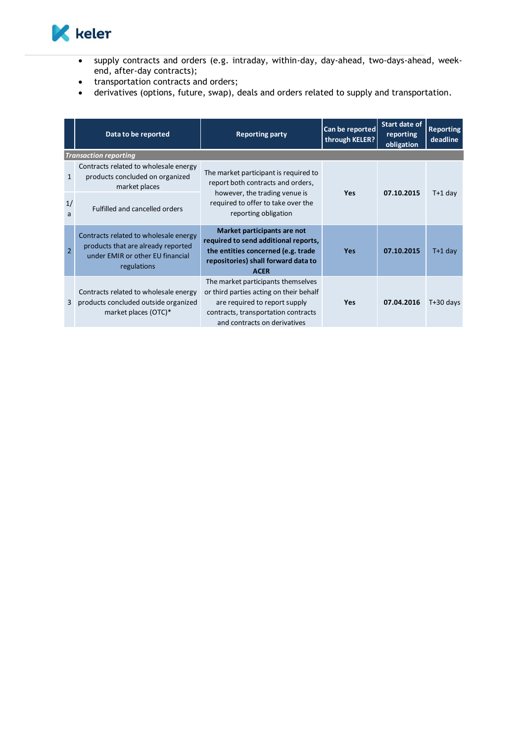- supply contracts and orders (e.g. intraday, within-day, day-ahead, two-days-ahead, week-end, after-day contracts);
- transportation contracts and orders;
- derivatives (options, future, swap), deals and orders related to supply and transportation.

| | Data to be reported | Reporting party | Can be reported through KELER? | Start date of reporting obligation | Reporting deadline |
|---|---|---|---|---|---|
| *Transaction reporting* | | | | | |
| 1 | Contracts related to wholesale energy products concluded on organized market places | The market participant is required to report both contracts and orders, however, the trading venue is required to offer to take over the reporting obligation | Yes | 07.10.2015 | T+1 day |
| 1/a | Fulfilled and cancelled orders | | | | |
| 2 | Contracts related to wholesale energy products that are already reported under EMIR or other EU financial regulations | **Market participants are not required to send additional reports, the entities concerned (e.g. trade repositories) shall forward data to ACER** | **Yes** | **07.10.2015** | T+1 day |
| 3 | Contracts related to wholesale energy products concluded outside organized market places (OTC)* | The market participants themselves or third parties acting on their behalf are required to report supply contracts, transportation contracts and contracts on derivatives | **Yes** | **07.04.2016** | T+30 days |